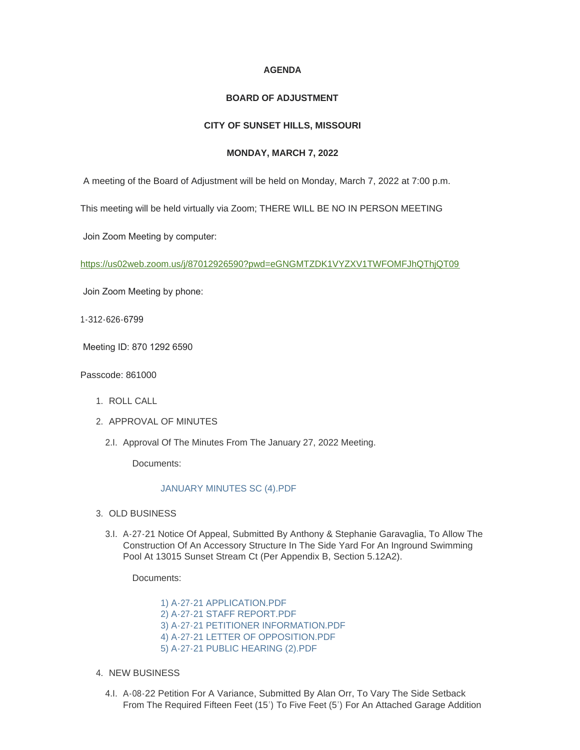**AGENDA**

**BOARD OF ADJUSTMENT**

**CITY OF SUNSET HILLS, MISSOURI**

**MONDAY, MARCH 7, 2022**

A meeting of the Board of Adjustment will be held on Monday, March 7, 2022 at 7:00 p.m.

This meeting will be held virtually via Zoom; THERE WILL BE NO IN PERSON MEETING

Join Zoom Meeting by computer:

https://us02web.zoom.us/j/87012926590?pwd=eGNGMTZDK1VYZXV1TWFOMFJhQThjQT09

Join Zoom Meeting by phone:

1-312-626-6799

Meeting ID: 870 1292 6590

Passcode: 861000

1. ROLL CALL

2. APPROVAL OF MINUTES

   2.I. Approval Of The Minutes From The January 27, 2022 Meeting.

   Documents:

   JANUARY MINUTES SC (4).PDF

3. OLD BUSINESS

   3.I. A-27-21 Notice Of Appeal, Submitted By Anthony & Stephanie Garavaglia, To Allow The Construction Of An Accessory Structure In The Side Yard For An Inground Swimming Pool At 13015 Sunset Stream Ct (Per Appendix B, Section 5.12A2).

   Documents:

   1) A-27-21 APPLICATION.PDF
   2) A-27-21 STAFF REPORT.PDF
   3) A-27-21 PETITIONER INFORMATION.PDF
   4) A-27-21 LETTER OF OPPOSITION.PDF
   5) A-27-21 PUBLIC HEARING (2).PDF

4. NEW BUSINESS

   4.I. A-08-22 Petition For A Variance, Submitted By Alan Orr, To Vary The Side Setback From The Required Fifteen Feet (15') To Five Feet (5') For An Attached Garage Addition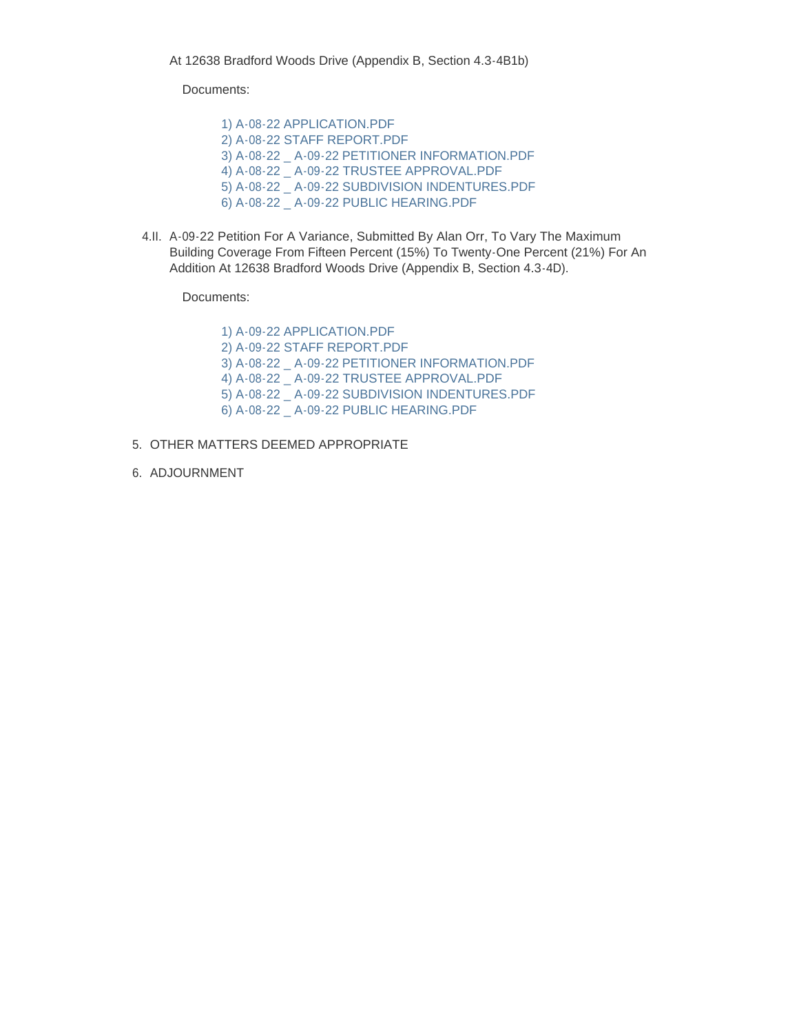At 12638 Bradford Woods Drive (Appendix B, Section 4.3-4B1b)

Documents:

1) A-08-22 APPLICATION.PDF
2) A-08-22 STAFF REPORT.PDF
3) A-08-22 _ A-09-22 PETITIONER INFORMATION.PDF
4) A-08-22 _ A-09-22 TRUSTEE APPROVAL.PDF
5) A-08-22 _ A-09-22 SUBDIVISION INDENTURES.PDF
6) A-08-22 _ A-09-22 PUBLIC HEARING.PDF

4.II. A-09-22 Petition For A Variance, Submitted By Alan Orr, To Vary The Maximum Building Coverage From Fifteen Percent (15%) To Twenty-One Percent (21%) For An Addition At 12638 Bradford Woods Drive (Appendix B, Section 4.3-4D).

Documents:

1) A-09-22 APPLICATION.PDF
2) A-09-22 STAFF REPORT.PDF
3) A-08-22 _ A-09-22 PETITIONER INFORMATION.PDF
4) A-08-22 _ A-09-22 TRUSTEE APPROVAL.PDF
5) A-08-22 _ A-09-22 SUBDIVISION INDENTURES.PDF
6) A-08-22 _ A-09-22 PUBLIC HEARING.PDF

5. OTHER MATTERS DEEMED APPROPRIATE

6. ADJOURNMENT